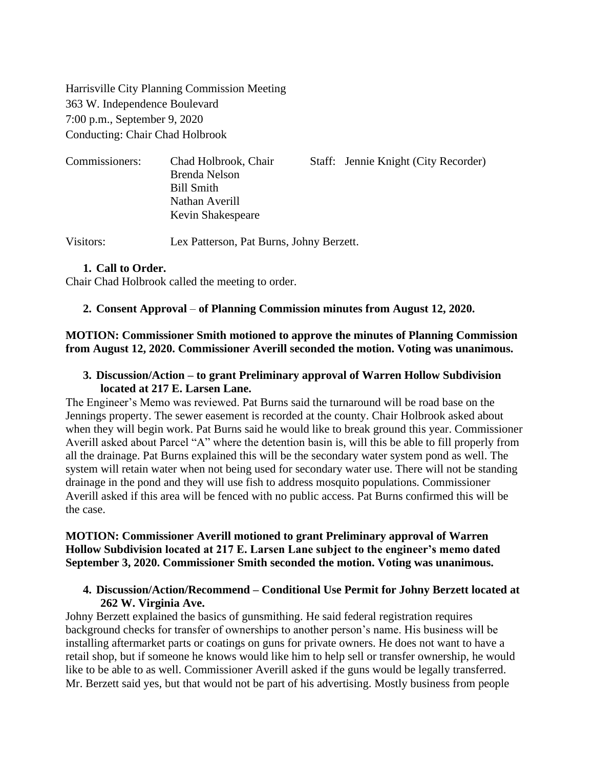Harrisville City Planning Commission Meeting
363 W. Independence Boulevard
7:00 p.m., September 9, 2020
Conducting: Chair Chad Holbrook

Commissioners: Chad Holbrook, Chair
Brenda Nelson
Bill Smith
Nathan Averill
Kevin Shakespeare

Staff: Jennie Knight (City Recorder)

Visitors: Lex Patterson, Pat Burns, Johny Berzett.

**1. Call to Order.**

Chair Chad Holbrook called the meeting to order.

**2. Consent Approval – of Planning Commission minutes from August 12, 2020.**

**MOTION: Commissioner Smith motioned to approve the minutes of Planning Commission from August 12, 2020. Commissioner Averill seconded the motion. Voting was unanimous.**

**3. Discussion/Action – to grant Preliminary approval of Warren Hollow Subdivision located at 217 E. Larsen Lane.**

The Engineer's Memo was reviewed. Pat Burns said the turnaround will be road base on the Jennings property. The sewer easement is recorded at the county. Chair Holbrook asked about when they will begin work. Pat Burns said he would like to break ground this year. Commissioner Averill asked about Parcel "A" where the detention basin is, will this be able to fill properly from all the drainage. Pat Burns explained this will be the secondary water system pond as well. The system will retain water when not being used for secondary water use. There will not be standing drainage in the pond and they will use fish to address mosquito populations. Commissioner Averill asked if this area will be fenced with no public access. Pat Burns confirmed this will be the case.

**MOTION: Commissioner Averill motioned to grant Preliminary approval of Warren Hollow Subdivision located at 217 E. Larsen Lane subject to the engineer's memo dated September 3, 2020. Commissioner Smith seconded the motion. Voting was unanimous.**

**4. Discussion/Action/Recommend – Conditional Use Permit for Johny Berzett located at 262 W. Virginia Ave.**

Johny Berzett explained the basics of gunsmithing. He said federal registration requires background checks for transfer of ownerships to another person's name. His business will be installing aftermarket parts or coatings on guns for private owners. He does not want to have a retail shop, but if someone he knows would like him to help sell or transfer ownership, he would like to be able to as well. Commissioner Averill asked if the guns would be legally transferred. Mr. Berzett said yes, but that would not be part of his advertising. Mostly business from people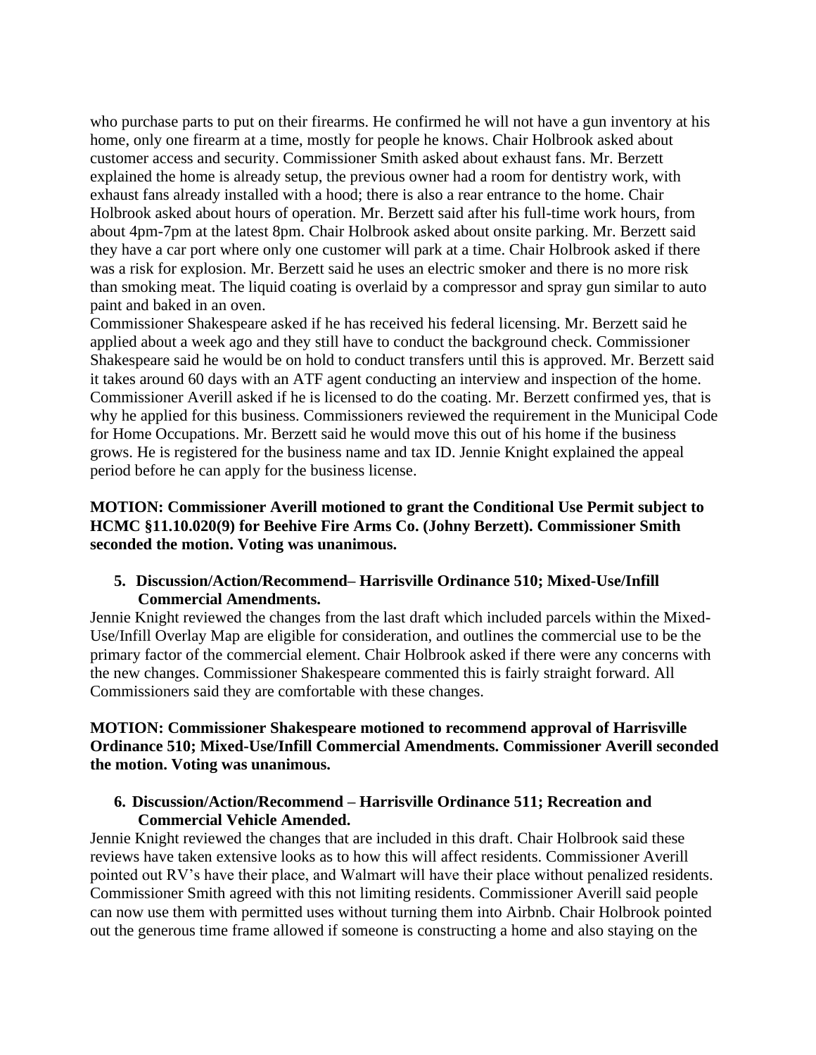who purchase parts to put on their firearms. He confirmed he will not have a gun inventory at his home, only one firearm at a time, mostly for people he knows. Chair Holbrook asked about customer access and security. Commissioner Smith asked about exhaust fans. Mr. Berzett explained the home is already setup, the previous owner had a room for dentistry work, with exhaust fans already installed with a hood; there is also a rear entrance to the home. Chair Holbrook asked about hours of operation. Mr. Berzett said after his full-time work hours, from about 4pm-7pm at the latest 8pm. Chair Holbrook asked about onsite parking. Mr. Berzett said they have a car port where only one customer will park at a time. Chair Holbrook asked if there was a risk for explosion. Mr. Berzett said he uses an electric smoker and there is no more risk than smoking meat. The liquid coating is overlaid by a compressor and spray gun similar to auto paint and baked in an oven.
Commissioner Shakespeare asked if he has received his federal licensing. Mr. Berzett said he applied about a week ago and they still have to conduct the background check. Commissioner Shakespeare said he would be on hold to conduct transfers until this is approved. Mr. Berzett said it takes around 60 days with an ATF agent conducting an interview and inspection of the home. Commissioner Averill asked if he is licensed to do the coating. Mr. Berzett confirmed yes, that is why he applied for this business. Commissioners reviewed the requirement in the Municipal Code for Home Occupations. Mr. Berzett said he would move this out of his home if the business grows. He is registered for the business name and tax ID. Jennie Knight explained the appeal period before he can apply for the business license.

**MOTION: Commissioner Averill motioned to grant the Conditional Use Permit subject to HCMC §11.10.020(9) for Beehive Fire Arms Co. (Johny Berzett). Commissioner Smith seconded the motion. Voting was unanimous.**

**5. Discussion/Action/Recommend– Harrisville Ordinance 510; Mixed-Use/Infill Commercial Amendments.**

Jennie Knight reviewed the changes from the last draft which included parcels within the Mixed-Use/Infill Overlay Map are eligible for consideration, and outlines the commercial use to be the primary factor of the commercial element. Chair Holbrook asked if there were any concerns with the new changes. Commissioner Shakespeare commented this is fairly straight forward. All Commissioners said they are comfortable with these changes.

**MOTION: Commissioner Shakespeare motioned to recommend approval of Harrisville Ordinance 510; Mixed-Use/Infill Commercial Amendments. Commissioner Averill seconded the motion. Voting was unanimous.**

**6. Discussion/Action/Recommend – Harrisville Ordinance 511; Recreation and Commercial Vehicle Amended.**

Jennie Knight reviewed the changes that are included in this draft. Chair Holbrook said these reviews have taken extensive looks as to how this will affect residents. Commissioner Averill pointed out RV's have their place, and Walmart will have their place without penalized residents. Commissioner Smith agreed with this not limiting residents. Commissioner Averill said people can now use them with permitted uses without turning them into Airbnb. Chair Holbrook pointed out the generous time frame allowed if someone is constructing a home and also staying on the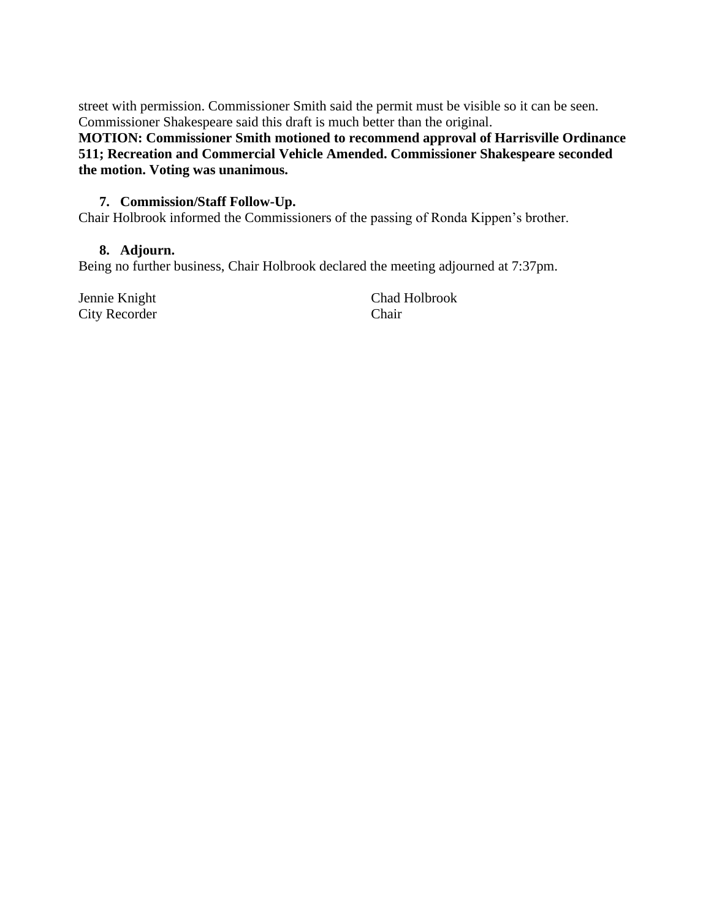street with permission. Commissioner Smith said the permit must be visible so it can be seen. Commissioner Shakespeare said this draft is much better than the original.

**MOTION: Commissioner Smith motioned to recommend approval of Harrisville Ordinance 511; Recreation and Commercial Vehicle Amended. Commissioner Shakespeare seconded the motion. Voting was unanimous.**

7. **Commission/Staff Follow-Up.**

Chair Holbrook informed the Commissioners of the passing of Ronda Kippen's brother.

8. **Adjourn.**

Being no further business, Chair Holbrook declared the meeting adjourned at 7:37pm.

Jennie Knight
City Recorder

Chad Holbrook
Chair